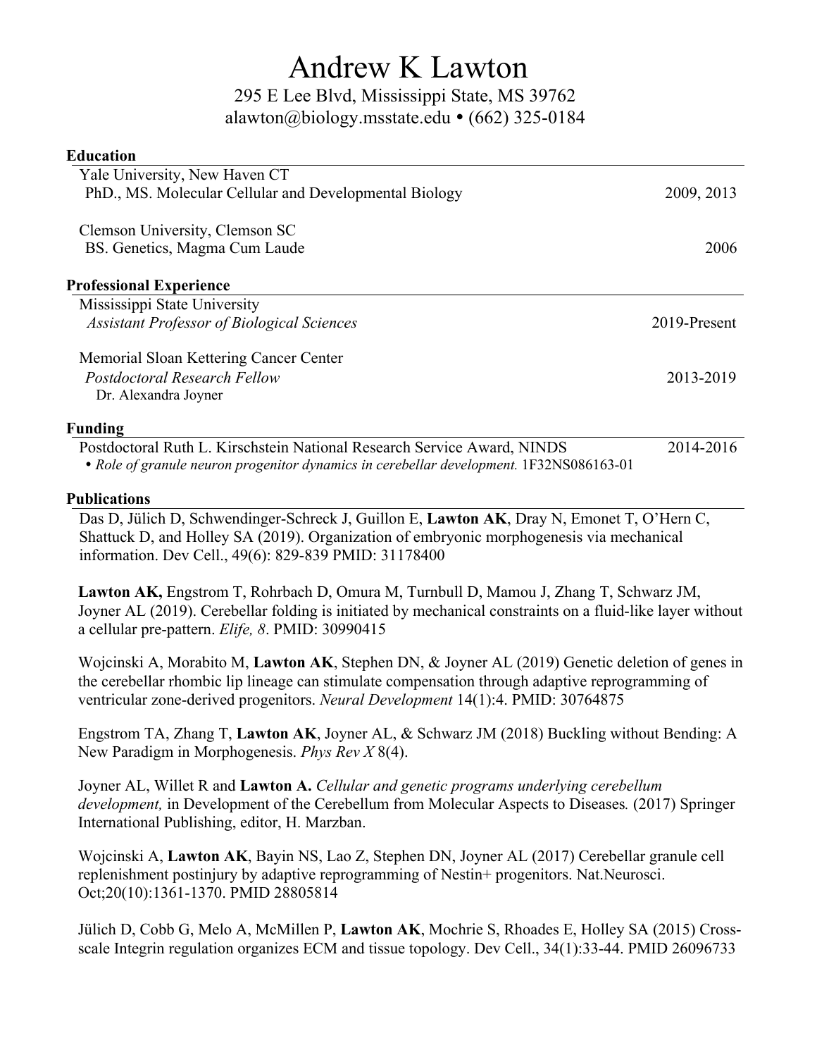# Andrew K Lawton

295 E Lee Blvd, Mississippi State, MS 39762
alawton@biology.msstate.edu • (662) 325-0184

## Education

Yale University, New Haven CT
PhD., MS. Molecular Cellular and Developmental Biology — 2009, 2013

Clemson University, Clemson SC
BS. Genetics, Magma Cum Laude — 2006

## Professional Experience

Mississippi State University
*Assistant Professor of Biological Sciences* — 2019-Present

Memorial Sloan Kettering Cancer Center
*Postdoctoral Research Fellow* — 2013-2019
Dr. Alexandra Joyner

## Funding

Postdoctoral Ruth L. Kirschstein National Research Service Award, NINDS — 2014-2016
- *Role of granule neuron progenitor dynamics in cerebellar development.* 1F32NS086163-01

## Publications

Das D, Jülich D, Schwendinger-Schreck J, Guillon E, **Lawton AK**, Dray N, Emonet T, O'Hern C, Shattuck D, and Holley SA (2019). Organization of embryonic morphogenesis via mechanical information. Dev Cell., 49(6): 829-839 PMID: 31178400

**Lawton AK,** Engstrom T, Rohrbach D, Omura M, Turnbull D, Mamou J, Zhang T, Schwarz JM, Joyner AL (2019). Cerebellar folding is initiated by mechanical constraints on a fluid-like layer without a cellular pre-pattern. *Elife, 8*. PMID: 30990415

Wojcinski A, Morabito M, **Lawton AK**, Stephen DN, & Joyner AL (2019) Genetic deletion of genes in the cerebellar rhombic lip lineage can stimulate compensation through adaptive reprogramming of ventricular zone-derived progenitors. *Neural Development* 14(1):4. PMID: 30764875

Engstrom TA, Zhang T, **Lawton AK**, Joyner AL, & Schwarz JM (2018) Buckling without Bending: A New Paradigm in Morphogenesis. *Phys Rev X* 8(4).

Joyner AL, Willet R and **Lawton A.** *Cellular and genetic programs underlying cerebellum development,* in Development of the Cerebellum from Molecular Aspects to Diseases*.* (2017) Springer International Publishing, editor, H. Marzban.

Wojcinski A, **Lawton AK**, Bayin NS, Lao Z, Stephen DN, Joyner AL (2017) Cerebellar granule cell replenishment postinjury by adaptive reprogramming of Nestin+ progenitors. Nat.Neurosci. Oct;20(10):1361-1370. PMID 28805814

Jülich D, Cobb G, Melo A, McMillen P, **Lawton AK**, Mochrie S, Rhoades E, Holley SA (2015) Cross-scale Integrin regulation organizes ECM and tissue topology. Dev Cell., 34(1):33-44. PMID 26096733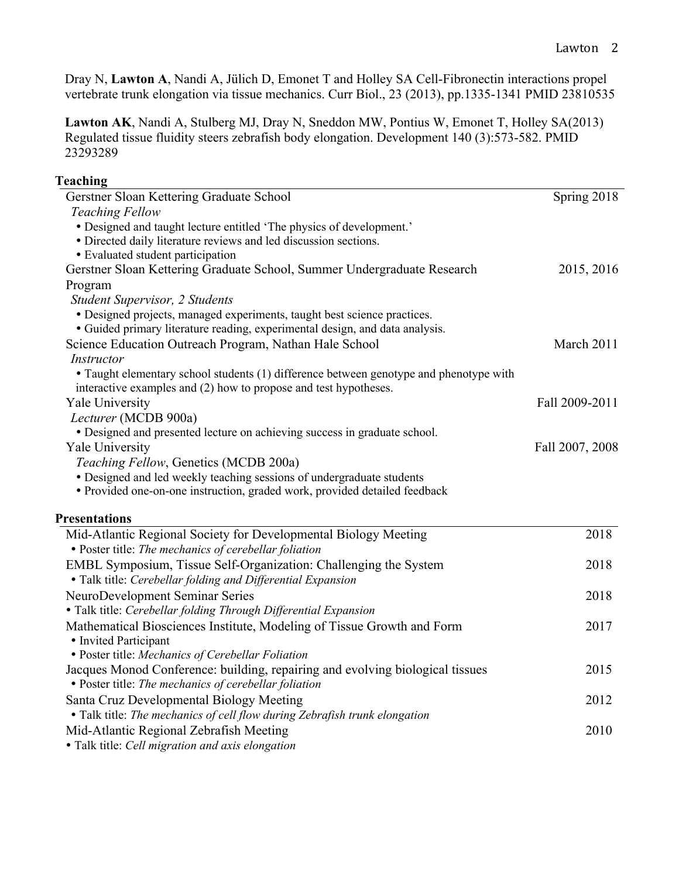Dray N, **Lawton A**, Nandi A, Jülich D, Emonet T and Holley SA Cell-Fibronectin interactions propel vertebrate trunk elongation via tissue mechanics. Curr Biol., 23 (2013), pp.1335-1341 PMID 23810535

**Lawton AK**, Nandi A, Stulberg MJ, Dray N, Sneddon MW, Pontius W, Emonet T, Holley SA(2013) Regulated tissue fluidity steers zebrafish body elongation. Development 140 (3):573-582. PMID 23293289

## Teaching

Gerstner Sloan Kettering Graduate School — Spring 2018
*Teaching Fellow*
- Designed and taught lecture entitled 'The physics of development.'
- Directed daily literature reviews and led discussion sections.
- Evaluated student participation

Gerstner Sloan Kettering Graduate School, Summer Undergraduate Research Program — 2015, 2016
*Student Supervisor, 2 Students*
- Designed projects, managed experiments, taught best science practices.
- Guided primary literature reading, experimental design, and data analysis.

Science Education Outreach Program, Nathan Hale School — March 2011
*Instructor*
- Taught elementary school students (1) difference between genotype and phenotype with interactive examples and (2) how to propose and test hypotheses.

Yale University — Fall 2009-2011
*Lecturer* (MCDB 900a)
- Designed and presented lecture on achieving success in graduate school.

Yale University — Fall 2007, 2008
*Teaching Fellow*, Genetics (MCDB 200a)
- Designed and led weekly teaching sessions of undergraduate students
- Provided one-on-one instruction, graded work, provided detailed feedback

## Presentations

Mid-Atlantic Regional Society for Developmental Biology Meeting — 2018
- Poster title: *The mechanics of cerebellar foliation*

EMBL Symposium, Tissue Self-Organization: Challenging the System — 2018
- Talk title: *Cerebellar folding and Differential Expansion*

NeuroDevelopment Seminar Series — 2018
- Talk title: *Cerebellar folding Through Differential Expansion*

Mathematical Biosciences Institute, Modeling of Tissue Growth and Form — 2017
- Invited Participant
- Poster title: *Mechanics of Cerebellar Foliation*

Jacques Monod Conference: building, repairing and evolving biological tissues — 2015
- Poster title: *The mechanics of cerebellar foliation*

Santa Cruz Developmental Biology Meeting — 2012
- Talk title: *The mechanics of cell flow during Zebrafish trunk elongation*

Mid-Atlantic Regional Zebrafish Meeting — 2010
- Talk title: *Cell migration and axis elongation*